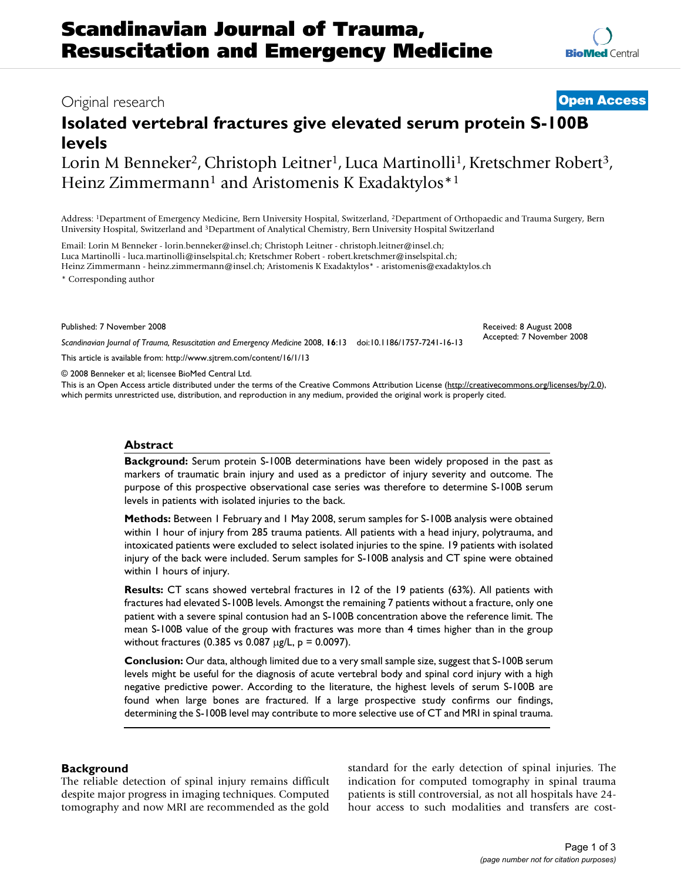Scandinavian Journal of Trauma, Resuscitation and Emergency Medicine

Original research

**Open Access**

# Isolated vertebral fractures give elevated serum protein S-100B levels

Lorin M Benneker[2], Christoph Leitner[1], Luca Martinolli[1], Kretschmer Robert[3], Heinz Zimmermann[1] and Aristomenis K Exadaktylos*[1]

Address: [1]Department of Emergency Medicine, Bern University Hospital, Switzerland, [2]Department of Orthopaedic and Trauma Surgery, Bern University Hospital, Switzerland and [3]Department of Analytical Chemistry, Bern University Hospital Switzerland

Email: Lorin M Benneker - lorin.benneker@insel.ch; Christoph Leitner - christoph.leitner@insel.ch; Luca Martinolli - luca.martinolli@inselspital.ch; Kretschmer Robert - robert.kretschmer@inselspital.ch; Heinz Zimmermann - heinz.zimmermann@insel.ch; Aristomenis K Exadaktylos* - aristomenis@exadaktylos.ch

\* Corresponding author

Published: 7 November 2008

Received: 8 August 2008
Accepted: 7 November 2008

*Scandinavian Journal of Trauma, Resuscitation and Emergency Medicine* 2008, **16**:13 doi:10.1186/1757-7241-16-13

This article is available from: http://www.sjtrem.com/content/16/1/13

© 2008 Benneker et al; licensee BioMed Central Ltd.

This is an Open Access article distributed under the terms of the Creative Commons Attribution License (http://creativecommons.org/licenses/by/2.0), which permits unrestricted use, distribution, and reproduction in any medium, provided the original work is properly cited.

## Abstract

**Background:** Serum protein S-100B determinations have been widely proposed in the past as markers of traumatic brain injury and used as a predictor of injury severity and outcome. The purpose of this prospective observational case series was therefore to determine S-100B serum levels in patients with isolated injuries to the back.

**Methods:** Between 1 February and 1 May 2008, serum samples for S-100B analysis were obtained within 1 hour of injury from 285 trauma patients. All patients with a head injury, polytrauma, and intoxicated patients were excluded to select isolated injuries to the spine. 19 patients with isolated injury of the back were included. Serum samples for S-100B analysis and CT spine were obtained within 1 hours of injury.

**Results:** CT scans showed vertebral fractures in 12 of the 19 patients (63%). All patients with fractures had elevated S-100B levels. Amongst the remaining 7 patients without a fracture, only one patient with a severe spinal contusion had an S-100B concentration above the reference limit. The mean S-100B value of the group with fractures was more than 4 times higher than in the group without fractures (0.385 vs 0.087 μg/L, $p = 0.0097$).

**Conclusion:** Our data, although limited due to a very small sample size, suggest that S-100B serum levels might be useful for the diagnosis of acute vertebral body and spinal cord injury with a high negative predictive power. According to the literature, the highest levels of serum S-100B are found when large bones are fractured. If a large prospective study confirms our findings, determining the S-100B level may contribute to more selective use of CT and MRI in spinal trauma.

## Background

The reliable detection of spinal injury remains difficult despite major progress in imaging techniques. Computed tomography and now MRI are recommended as the gold standard for the early detection of spinal injuries. The indication for computed tomography in spinal trauma patients is still controversial, as not all hospitals have 24-hour access to such modalities and transfers are cost-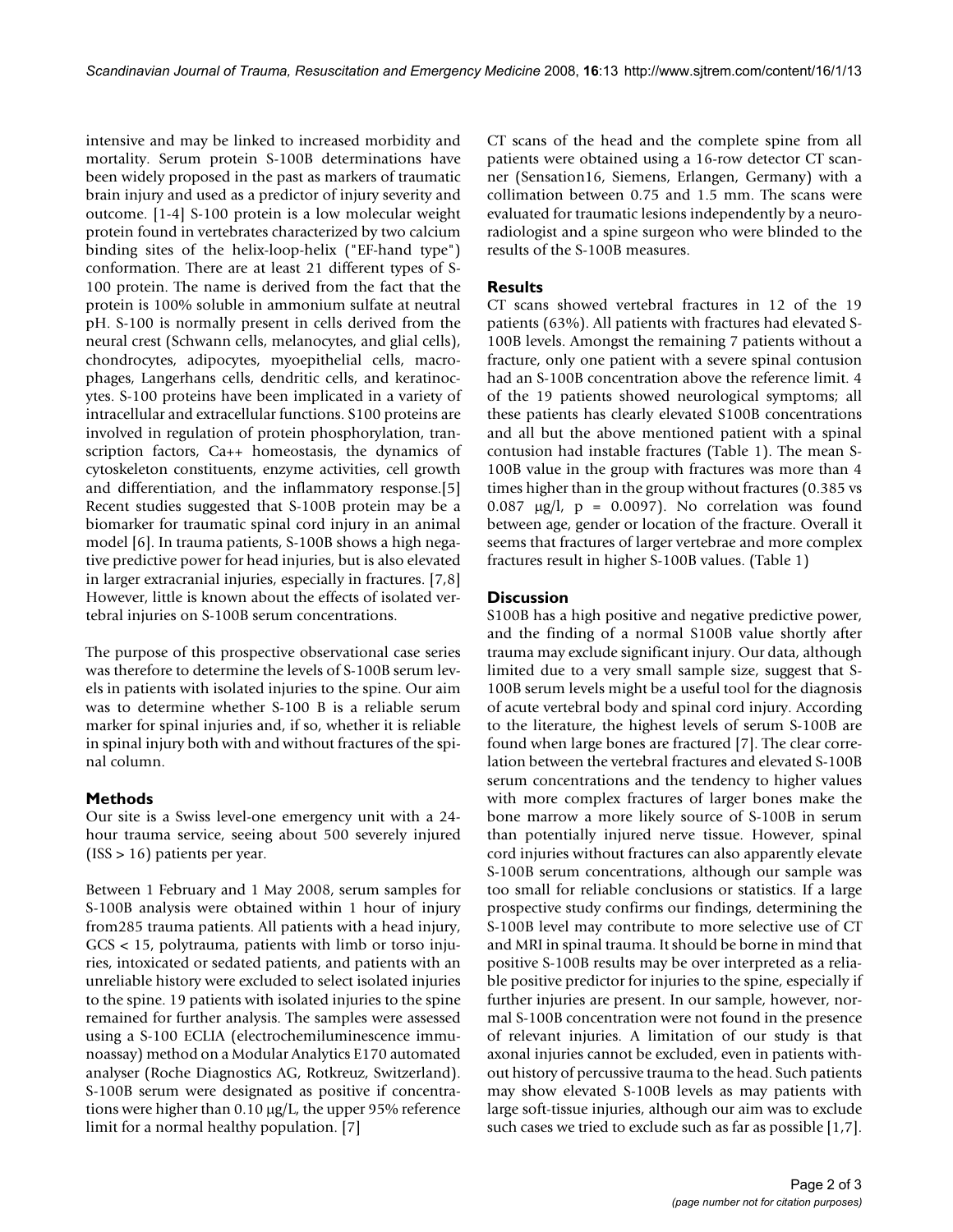intensive and may be linked to increased morbidity and mortality. Serum protein S-100B determinations have been widely proposed in the past as markers of traumatic brain injury and used as a predictor of injury severity and outcome. [1-4] S-100 protein is a low molecular weight protein found in vertebrates characterized by two calcium binding sites of the helix-loop-helix ("EF-hand type") conformation. There are at least 21 different types of S-100 protein. The name is derived from the fact that the protein is 100% soluble in ammonium sulfate at neutral pH. S-100 is normally present in cells derived from the neural crest (Schwann cells, melanocytes, and glial cells), chondrocytes, adipocytes, myoepithelial cells, macrophages, Langerhans cells, dendritic cells, and keratinocytes. S-100 proteins have been implicated in a variety of intracellular and extracellular functions. S100 proteins are involved in regulation of protein phosphorylation, transcription factors, Ca++ homeostasis, the dynamics of cytoskeleton constituents, enzyme activities, cell growth and differentiation, and the inflammatory response.[5] Recent studies suggested that S-100B protein may be a biomarker for traumatic spinal cord injury in an animal model [6]. In trauma patients, S-100B shows a high negative predictive power for head injuries, but is also elevated in larger extracranial injuries, especially in fractures. [7,8] However, little is known about the effects of isolated vertebral injuries on S-100B serum concentrations.

The purpose of this prospective observational case series was therefore to determine the levels of S-100B serum levels in patients with isolated injuries to the spine. Our aim was to determine whether S-100 B is a reliable serum marker for spinal injuries and, if so, whether it is reliable in spinal injury both with and without fractures of the spinal column.

## Methods

Our site is a Swiss level-one emergency unit with a 24-hour trauma service, seeing about 500 severely injured (ISS > 16) patients per year.

Between 1 February and 1 May 2008, serum samples for S-100B analysis were obtained within 1 hour of injury from285 trauma patients. All patients with a head injury, GCS < 15, polytrauma, patients with limb or torso injuries, intoxicated or sedated patients, and patients with an unreliable history were excluded to select isolated injuries to the spine. 19 patients with isolated injuries to the spine remained for further analysis. The samples were assessed using a S-100 ECLIA (electrochemiluminescence immunoassay) method on a Modular Analytics E170 automated analyser (Roche Diagnostics AG, Rotkreuz, Switzerland). S-100B serum were designated as positive if concentrations were higher than 0.10 μg/L, the upper 95% reference limit for a normal healthy population. [7]

CT scans of the head and the complete spine from all patients were obtained using a 16-row detector CT scanner (Sensation16, Siemens, Erlangen, Germany) with a collimation between 0.75 and 1.5 mm. The scans were evaluated for traumatic lesions independently by a neuroradiologist and a spine surgeon who were blinded to the results of the S-100B measures.

## Results

CT scans showed vertebral fractures in 12 of the 19 patients (63%). All patients with fractures had elevated S-100B levels. Amongst the remaining 7 patients without a fracture, only one patient with a severe spinal contusion had an S-100B concentration above the reference limit. 4 of the 19 patients showed neurological symptoms; all these patients has clearly elevated S100B concentrations and all but the above mentioned patient with a spinal contusion had instable fractures (Table 1). The mean S-100B value in the group with fractures was more than 4 times higher than in the group without fractures (0.385 vs 0.087 μg/l, $p = 0.0097$). No correlation was found between age, gender or location of the fracture. Overall it seems that fractures of larger vertebrae and more complex fractures result in higher S-100B values. (Table 1)

## Discussion

S100B has a high positive and negative predictive power, and the finding of a normal S100B value shortly after trauma may exclude significant injury. Our data, although limited due to a very small sample size, suggest that S-100B serum levels might be a useful tool for the diagnosis of acute vertebral body and spinal cord injury. According to the literature, the highest levels of serum S-100B are found when large bones are fractured [7]. The clear correlation between the vertebral fractures and elevated S-100B serum concentrations and the tendency to higher values with more complex fractures of larger bones make the bone marrow a more likely source of S-100B in serum than potentially injured nerve tissue. However, spinal cord injuries without fractures can also apparently elevate S-100B serum concentrations, although our sample was too small for reliable conclusions or statistics. If a large prospective study confirms our findings, determining the S-100B level may contribute to more selective use of CT and MRI in spinal trauma. It should be borne in mind that positive S-100B results may be over interpreted as a reliable positive predictor for injuries to the spine, especially if further injuries are present. In our sample, however, normal S-100B concentration were not found in the presence of relevant injuries. A limitation of our study is that axonal injuries cannot be excluded, even in patients without history of percussive trauma to the head. Such patients may show elevated S-100B levels as may patients with large soft-tissue injuries, although our aim was to exclude such cases we tried to exclude such as far as possible [1,7].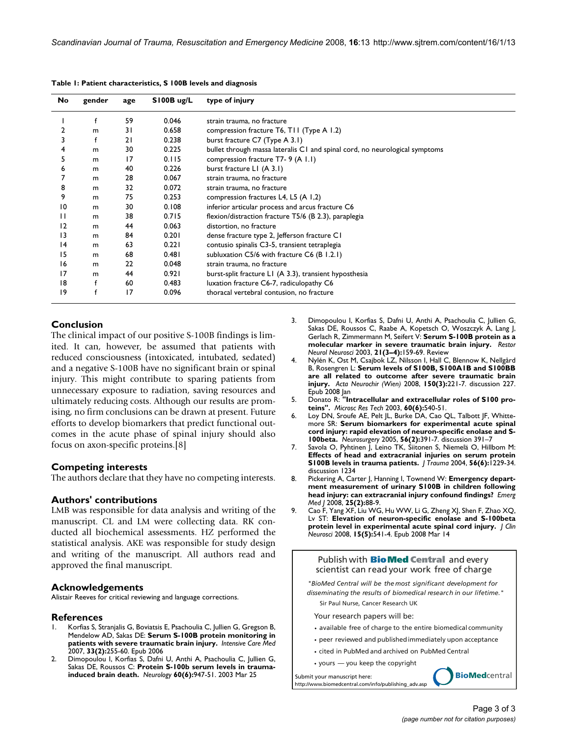**Table 1: Patient characteristics, S 100B levels and diagnosis**

| No | gender | age | S100B ug/L | type of injury |
|---|---|---|---|---|
| 1 | f | 59 | 0.046 | strain trauma, no fracture |
| 2 | m | 31 | 0.658 | compression fracture T6, T11 (Type A 1.2) |
| 3 | f | 21 | 0.238 | burst fracture C7 (Type A 3.1) |
| 4 | m | 30 | 0.225 | bullet through massa lateralis C1 and spinal cord, no neurological symptoms |
| 5 | m | 17 | 0.115 | compression fracture T7- 9 (A 1.1) |
| 6 | m | 40 | 0.226 | burst fracture L1 (A 3.1) |
| 7 | m | 28 | 0.067 | strain trauma, no fracture |
| 8 | m | 32 | 0.072 | strain trauma, no fracture |
| 9 | m | 75 | 0.253 | compression fractures L4, L5 (A 1,2) |
| 10 | m | 30 | 0.108 | inferior articular process and arcus fracture C6 |
| 11 | m | 38 | 0.715 | flexion/distraction fracture T5/6 (B 2.3), paraplegia |
| 12 | m | 44 | 0.063 | distortion, no fracture |
| 13 | m | 84 | 0.201 | dense fracture type 2, Jefferson fracture C1 |
| 14 | m | 63 | 0.221 | contusio spinalis C3-5, transient tetraplegia |
| 15 | m | 68 | 0.481 | subluxation C5/6 with fracture C6 (B 1.2.1) |
| 16 | m | 22 | 0.048 | strain trauma, no fracture |
| 17 | m | 44 | 0.921 | burst-split fracture L1 (A 3.3), transient hyposthesia |
| 18 | f | 60 | 0.483 | luxation fracture C6-7, radiculopathy C6 |
| 19 | f | 17 | 0.096 | thoracal vertebral contusion, no fracture |

## Conclusion

The clinical impact of our positive S-100B findings is limited. It can, however, be assumed that patients with reduced consciousness (intoxicated, intubated, sedated) and a negative S-100B have no significant brain or spinal injury. This might contribute to sparing patients from unnecessary exposure to radiation, saving resources and ultimately reducing costs. Although our results are promising, no firm conclusions can be drawn at present. Future efforts to develop biomarkers that predict functional outcomes in the acute phase of spinal injury should also focus on axon-specific proteins.[8]

## Competing interests

The authors declare that they have no competing interests.

## Authors' contributions

LMB was responsible for data analysis and writing of the manuscript. CL and LM were collecting data. RK conducted all biochemical assessments. HZ performed the statistical analysis. AKE was responsible for study design and writing of the manuscript. All authors read and approved the final manuscript.

## Acknowledgements

Alistair Reeves for critical reviewing and language corrections.

## References

1. Korfias S, Stranjalis G, Boviatsis E, Psachoulia C, Jullien G, Gregson B, Mendelow AD, Sakas DE: **Serum S-100B protein monitoring in patients with severe traumatic brain injury.** *Intensive Care Med* 2007, **33(2):**255-60. Epub 2006
2. Dimopoulou I, Korfias S, Dafni U, Anthi A, Psachoulia C, Jullien G, Sakas DE, Roussos C: **Protein S-100b serum levels in trauma-induced brain death.** *Neurology* **60(6):**947-51. 2003 Mar 25
3. Dimopoulou I, Korfias S, Dafni U, Anthi A, Psachoulia C, Jullien G, Sakas DE, Roussos C, Raabe A, Kopetsch O, Woszczyk A, Lang J, Gerlach R, Zimmermann M, Seifert V: **Serum S-100B protein as a molecular marker in severe traumatic brain injury.** *Restor Neurol Neurosci* 2003, **21(3–4):**159-69. Review
4. Nylén K, Ost M, Csajbok LZ, Nilsson I, Hall C, Blennow K, Nellgård B, Rosengren L: **Serum levels of S100B, S100A1B and S100BB are all related to outcome after severe traumatic brain injury.** *Acta Neurochir (Wien)* 2008, **150(3):**221-7. discussion 227. Epub 2008 Jan
5. Donato R: **"Intracellular and extracellular roles of S100 proteins".** *Microsc Res Tech* 2003, **60(6):**540-51.
6. Loy DN, Sroufe AE, Pelt JL, Burke DA, Cao QL, Talbott JF, Whittemore SR: **Serum biomarkers for experimental acute spinal cord injury: rapid elevation of neuron-specific enolase and S-100beta.** *Neurosurgery* 2005, **56(2):**391-7. discussion 391–7
7. Savola O, Pyhtinen J, Leino TK, Siitonen S, Niemelä O, Hillbom M: **Effects of head and extracranial injuries on serum protein S100B levels in trauma patients.** *J Trauma* 2004, **56(6):**1229-34. discussion 1234
8. Pickering A, Carter J, Hanning I, Townend W: **Emergency department measurement of urinary S100B in children following head injury: can extracranial injury confound findings?** *Emerg Med J* 2008, **25(2):**88-9.
9. Cao F, Yang XF, Liu WG, Hu WW, Li G, Zheng XJ, Shen F, Zhao XQ, Lv ST: **Elevation of neuron-specific enolase and S-100beta protein level in experimental acute spinal cord injury.** *J Clin Neurosci* 2008, **15(5):**541-4. Epub 2008 Mar 14